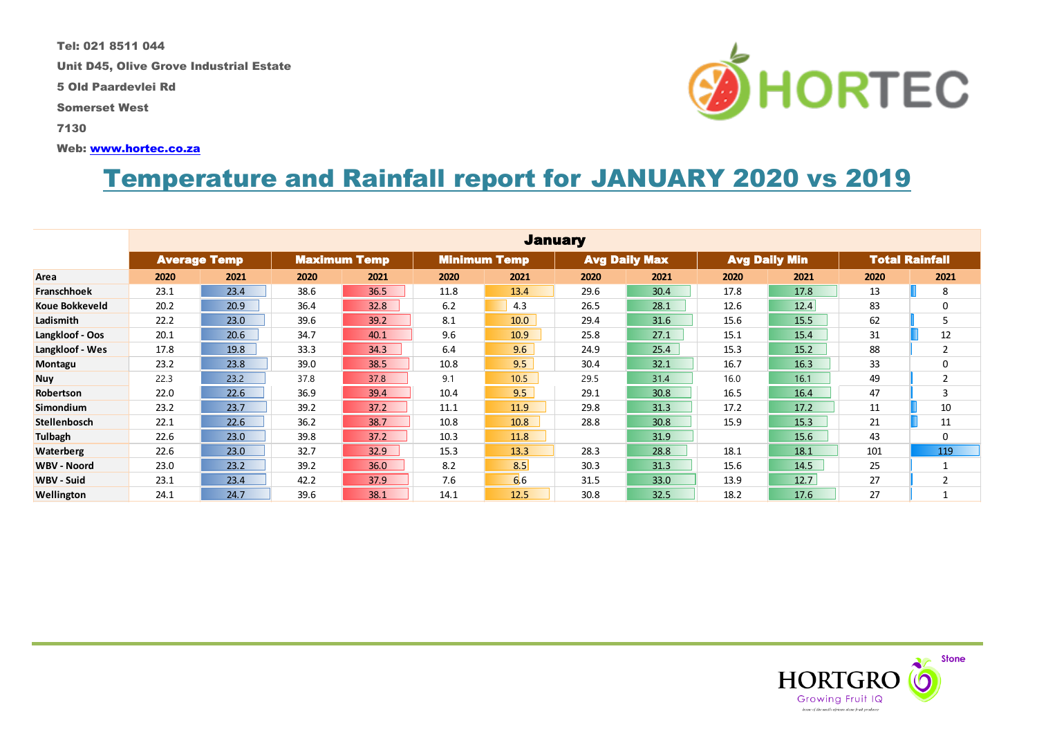Tel: 021 8511 044

Unit D45, Olive Grove Industrial Estate

5 Old Paardevlei Rd

Somerset West

7130

Web: www.hortec.co.za

# Temperature and Rainfall report for JANUARY 2020 vs 2019

| | January | | | | | | | | | | | |
|---|---|---|---|---|---|---|---|---|---|---|---|---|
| | Average Temp | | Maximum Temp | | Minimum Temp | | Avg Daily Max | | Avg Daily Min | | Total Rainfall | |
| Area | 2020 | 2021 | 2020 | 2021 | 2020 | 2021 | 2020 | 2021 | 2020 | 2021 | 2020 | 2021 |
| Franschhoek | 23.1 | 23.4 | 38.6 | 36.5 | 11.8 | 13.4 | 29.6 | 30.4 | 17.8 | 17.8 | 13 | 8 |
| Koue Bokkeveld | 20.2 | 20.9 | 36.4 | 32.8 | 6.2 | 4.3 | 26.5 | 28.1 | 12.6 | 12.4 | 83 | 0 |
| Ladismith | 22.2 | 23.0 | 39.6 | 39.2 | 8.1 | 10.0 | 29.4 | 31.6 | 15.6 | 15.5 | 62 | 5 |
| Langkloof - Oos | 20.1 | 20.6 | 34.7 | 40.1 | 9.6 | 10.9 | 25.8 | 27.1 | 15.1 | 15.4 | 31 | 12 |
| Langkloof - Wes | 17.8 | 19.8 | 33.3 | 34.3 | 6.4 | 9.6 | 24.9 | 25.4 | 15.3 | 15.2 | 88 | 2 |
| Montagu | 23.2 | 23.8 | 39.0 | 38.5 | 10.8 | 9.5 | 30.4 | 32.1 | 16.7 | 16.3 | 33 | 0 |
| Nuy | 22.3 | 23.2 | 37.8 | 37.8 | 9.1 | 10.5 | 29.5 | 31.4 | 16.0 | 16.1 | 49 | 2 |
| Robertson | 22.0 | 22.6 | 36.9 | 39.4 | 10.4 | 9.5 | 29.1 | 30.8 | 16.5 | 16.4 | 47 | 3 |
| Simondium | 23.2 | 23.7 | 39.2 | 37.2 | 11.1 | 11.9 | 29.8 | 31.3 | 17.2 | 17.2 | 11 | 10 |
| Stellenbosch | 22.1 | 22.6 | 36.2 | 38.7 | 10.8 | 10.8 | 28.8 | 30.8 | 15.9 | 15.3 | 21 | 11 |
| Tulbagh | 22.6 | 23.0 | 39.8 | 37.2 | 10.3 | 11.8 | | 31.9 | | 15.6 | 43 | 0 |
| Waterberg | 22.6 | 23.0 | 32.7 | 32.9 | 15.3 | 13.3 | 28.3 | 28.8 | 18.1 | 18.1 | 101 | 119 |
| WBV - Noord | 23.0 | 23.2 | 39.2 | 36.0 | 8.2 | 8.5 | 30.3 | 31.3 | 15.6 | 14.5 | 25 | 1 |
| WBV - Suid | 23.1 | 23.4 | 42.2 | 37.9 | 7.6 | 6.6 | 31.5 | 33.0 | 13.9 | 12.7 | 27 | 2 |
| Wellington | 24.1 | 24.7 | 39.6 | 38.1 | 14.1 | 12.5 | 30.8 | 32.5 | 18.2 | 17.6 | 27 | 1 |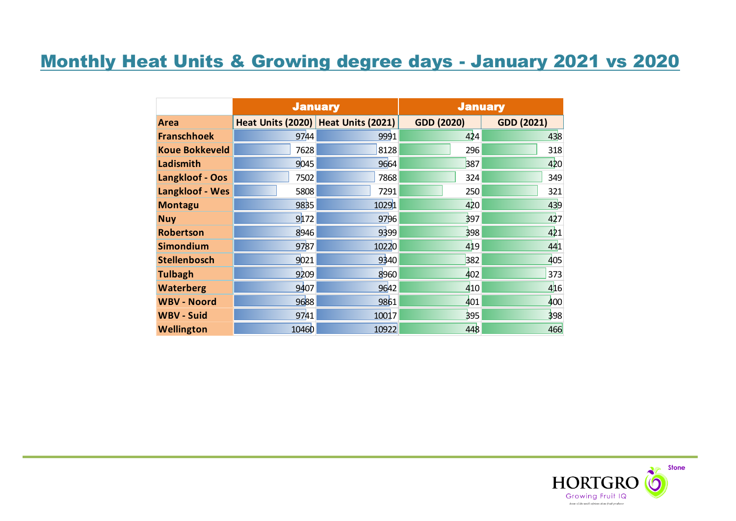# Monthly Heat Units & Growing degree days - January 2021 vs 2020

| | January | | January | |
|---|---|---|---|---|
| **Area** | **Heat Units (2020)** | **Heat Units (2021)** | **GDD (2020)** | **GDD (2021)** |
| **Franschhoek** | 9744 | 9991 | 424 | 438 |
| **Koue Bokkeveld** | 7628 | 8128 | 296 | 318 |
| **Ladismith** | 9045 | 9664 | 387 | 420 |
| **Langkloof - Oos** | 7502 | 7868 | 324 | 349 |
| **Langkloof - Wes** | 5808 | 7291 | 250 | 321 |
| **Montagu** | 9835 | 10291 | 420 | 439 |
| **Nuy** | 9172 | 9796 | 397 | 427 |
| **Robertson** | 8946 | 9399 | 398 | 421 |
| **Simondium** | 9787 | 10220 | 419 | 441 |
| **Stellenbosch** | 9021 | 9340 | 382 | 405 |
| **Tulbagh** | 9209 | 8960 | 402 | 373 |
| **Waterberg** | 9407 | 9642 | 410 | 416 |
| **WBV - Noord** | 9688 | 9861 | 401 | 400 |
| **WBV - Suid** | 9741 | 10017 | 395 | 398 |
| **Wellington** | 10460 | 10922 | 448 | 466 |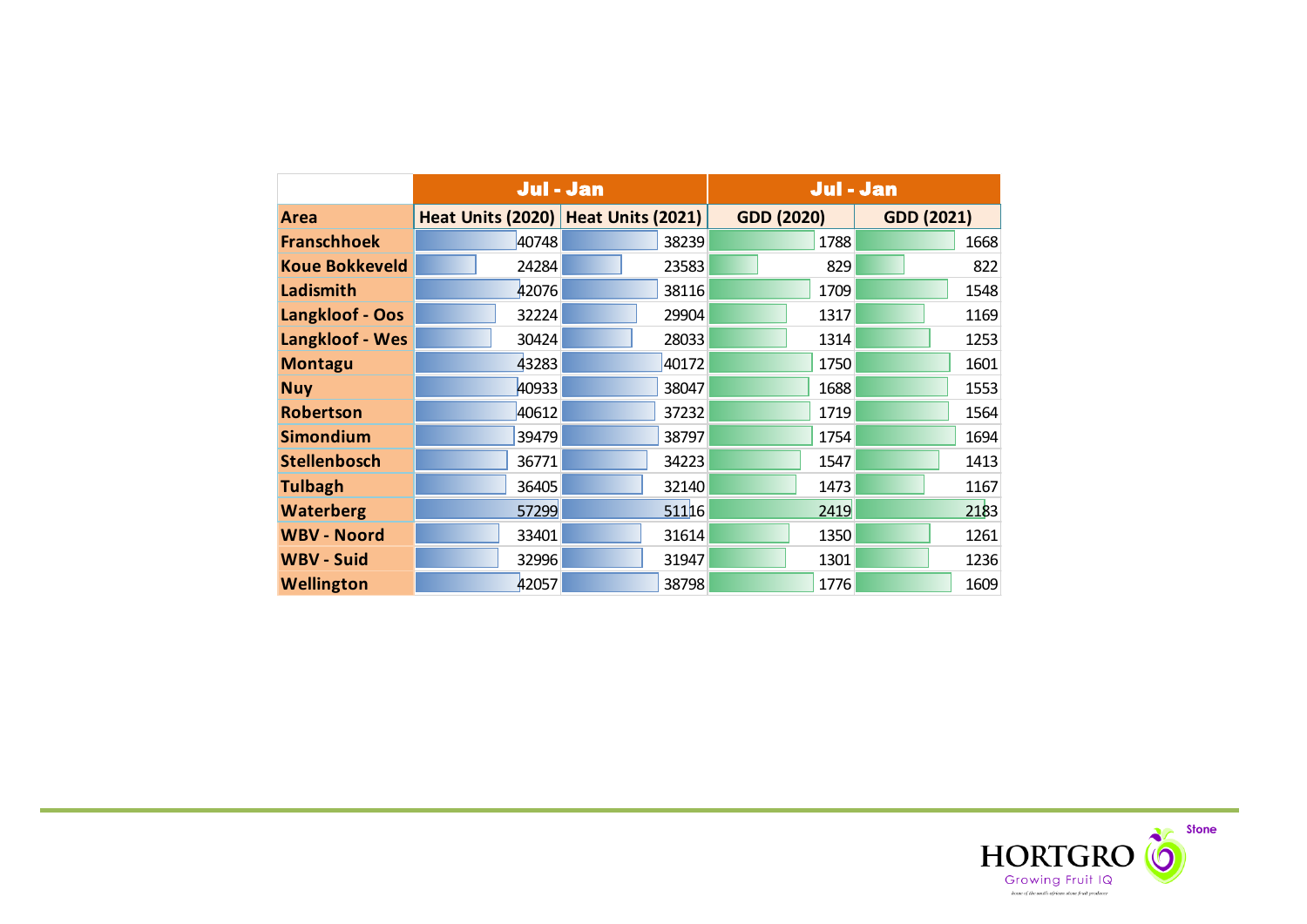| | Jul - Jan | | Jul - Jan | |
|---|---|---|---|---|
| **Area** | **Heat Units (2020)** | **Heat Units (2021)** | **GDD (2020)** | **GDD (2021)** |
| **Franschhoek** | 40748 | 38239 | 1788 | 1668 |
| **Koue Bokkeveld** | 24284 | 23583 | 829 | 822 |
| **Ladismith** | 42076 | 38116 | 1709 | 1548 |
| **Langkloof - Oos** | 32224 | 29904 | 1317 | 1169 |
| **Langkloof - Wes** | 30424 | 28033 | 1314 | 1253 |
| **Montagu** | 43283 | 40172 | 1750 | 1601 |
| **Nuy** | 40933 | 38047 | 1688 | 1553 |
| **Robertson** | 40612 | 37232 | 1719 | 1564 |
| **Simondium** | 39479 | 38797 | 1754 | 1694 |
| **Stellenbosch** | 36771 | 34223 | 1547 | 1413 |
| **Tulbagh** | 36405 | 32140 | 1473 | 1167 |
| **Waterberg** | 57299 | 51116 | 2419 | 2183 |
| **WBV - Noord** | 33401 | 31614 | 1350 | 1261 |
| **WBV - Suid** | 32996 | 31947 | 1301 | 1236 |
| **Wellington** | 42057 | 38798 | 1776 | 1609 |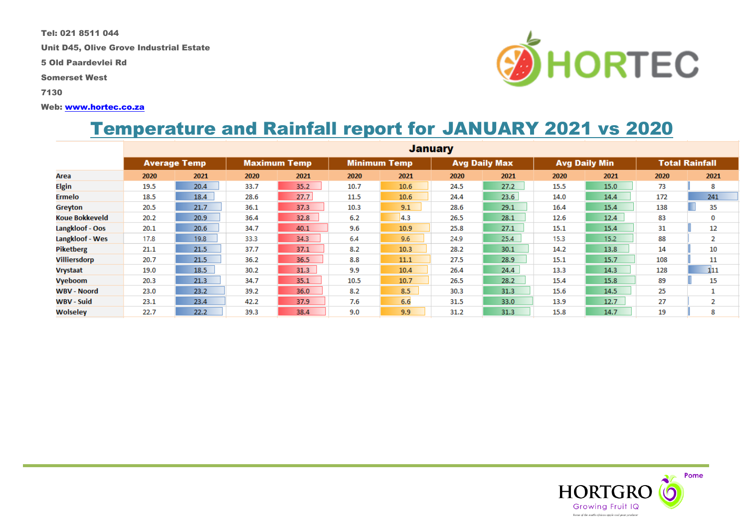Tel: 021 8511 044

Unit D45, Olive Grove Industrial Estate

5 Old Paardevlei Rd

Somerset West

7130

Web: [www.hortec.co.za](http://www.hortec.co.za)

# Temperature and Rainfall report for JANUARY 2021 vs 2020

| | January | | | | | | | | | | | |
|---|---|---|---|---|---|---|---|---|---|---|---|---|
| | Average Temp | | Maximum Temp | | Minimum Temp | | Avg Daily Max | | Avg Daily Min | | Total Rainfall | |
| Area | 2020 | 2021 | 2020 | 2021 | 2020 | 2021 | 2020 | 2021 | 2020 | 2021 | 2020 | 2021 |
| Elgin | 19.5 | 20.4 | 33.7 | 35.2 | 10.7 | 10.6 | 24.5 | 27.2 | 15.5 | 15.0 | 73 | 8 |
| Ermelo | 18.5 | 18.4 | 28.6 | 27.7 | 11.5 | 10.6 | 24.4 | 23.6 | 14.0 | 14.4 | 172 | 241 |
| Greyton | 20.5 | 21.7 | 36.1 | 37.3 | 10.3 | 9.1 | 28.6 | 29.1 | 16.4 | 15.4 | 138 | 35 |
| Koue Bokkeveld | 20.2 | 20.9 | 36.4 | 32.8 | 6.2 | 4.3 | 26.5 | 28.1 | 12.6 | 12.4 | 83 | 0 |
| Langkloof - Oos | 20.1 | 20.6 | 34.7 | 40.1 | 9.6 | 10.9 | 25.8 | 27.1 | 15.1 | 15.4 | 31 | 12 |
| Langkloof - Wes | 17.8 | 19.8 | 33.3 | 34.3 | 6.4 | 9.6 | 24.9 | 25.4 | 15.3 | 15.2 | 88 | 2 |
| Piketberg | 21.1 | 21.5 | 37.7 | 37.1 | 8.2 | 10.3 | 28.2 | 30.1 | 14.2 | 13.8 | 14 | 10 |
| Villiersdorp | 20.7 | 21.5 | 36.2 | 36.5 | 8.8 | 11.1 | 27.5 | 28.9 | 15.1 | 15.7 | 108 | 11 |
| Vrystaat | 19.0 | 18.5 | 30.2 | 31.3 | 9.9 | 10.4 | 26.4 | 24.4 | 13.3 | 14.3 | 128 | 111 |
| Vyeboom | 20.3 | 21.3 | 34.7 | 35.1 | 10.5 | 10.7 | 26.5 | 28.2 | 15.4 | 15.8 | 89 | 15 |
| WBV - Noord | 23.0 | 23.2 | 39.2 | 36.0 | 8.2 | 8.5 | 30.3 | 31.3 | 15.6 | 14.5 | 25 | 1 |
| WBV - Suid | 23.1 | 23.4 | 42.2 | 37.9 | 7.6 | 6.6 | 31.5 | 33.0 | 13.9 | 12.7 | 27 | 2 |
| Wolseley | 22.7 | 22.2 | 39.3 | 38.4 | 9.0 | 9.9 | 31.2 | 31.3 | 15.8 | 14.7 | 19 | 8 |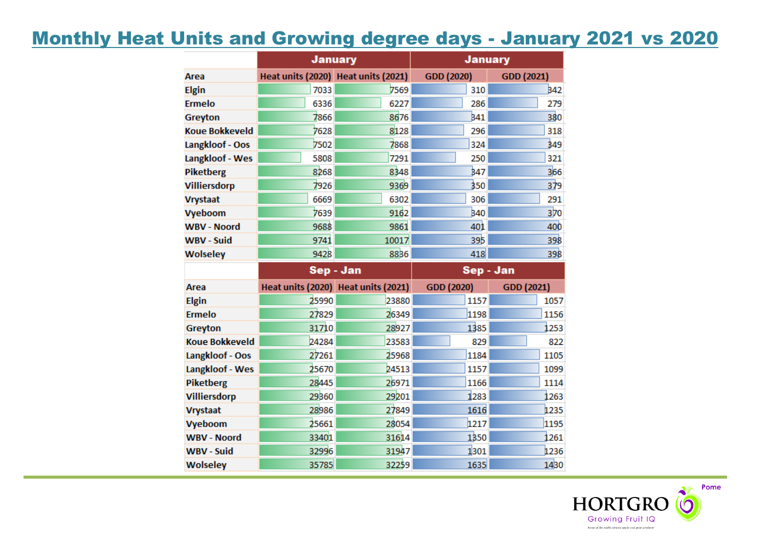# Monthly Heat Units and Growing degree days - January 2021 vs 2020

| | January | | January | |
|---|---|---|---|---|
| Area | Heat units (2020) | Heat units (2021) | GDD (2020) | GDD (2021) |
| Elgin | 7033 | 7569 | 310 | 342 |
| Ermelo | 6336 | 6227 | 286 | 279 |
| Greyton | 7866 | 8676 | 341 | 380 |
| Koue Bokkeveld | 7628 | 8128 | 296 | 318 |
| Langkloof - Oos | 7502 | 7868 | 324 | 349 |
| Langkloof - Wes | 5808 | 7291 | 250 | 321 |
| Piketberg | 8268 | 8348 | 347 | 366 |
| Villiersdorp | 7926 | 9369 | 350 | 379 |
| Vrystaat | 6669 | 6302 | 306 | 291 |
| Vyeboom | 7639 | 9162 | 340 | 370 |
| WBV - Noord | 9688 | 9861 | 401 | 400 |
| WBV - Suid | 9741 | 10017 | 395 | 398 |
| Wolseley | 9428 | 8836 | 418 | 398 |

| | Sep - Jan | | Sep - Jan | |
|---|---|---|---|---|
| Area | Heat units (2020) | Heat units (2021) | GDD (2020) | GDD (2021) |
| Elgin | 25990 | 23880 | 1157 | 1057 |
| Ermelo | 27829 | 26349 | 1198 | 1156 |
| Greyton | 31710 | 28927 | 1385 | 1253 |
| Koue Bokkeveld | 24284 | 23583 | 829 | 822 |
| Langkloof - Oos | 27261 | 25968 | 1184 | 1105 |
| Langkloof - Wes | 25670 | 24513 | 1157 | 1099 |
| Piketberg | 28445 | 26971 | 1166 | 1114 |
| Villiersdorp | 29360 | 29201 | 1283 | 1263 |
| Vrystaat | 28986 | 27849 | 1616 | 1235 |
| Vyeboom | 25661 | 28054 | 1217 | 1195 |
| WBV - Noord | 33401 | 31614 | 1350 | 1261 |
| WBV - Suid | 32996 | 31947 | 1301 | 1236 |
| Wolseley | 35785 | 32259 | 1635 | 1430 |

HORTGRO Growing Fruit IQ

Pome